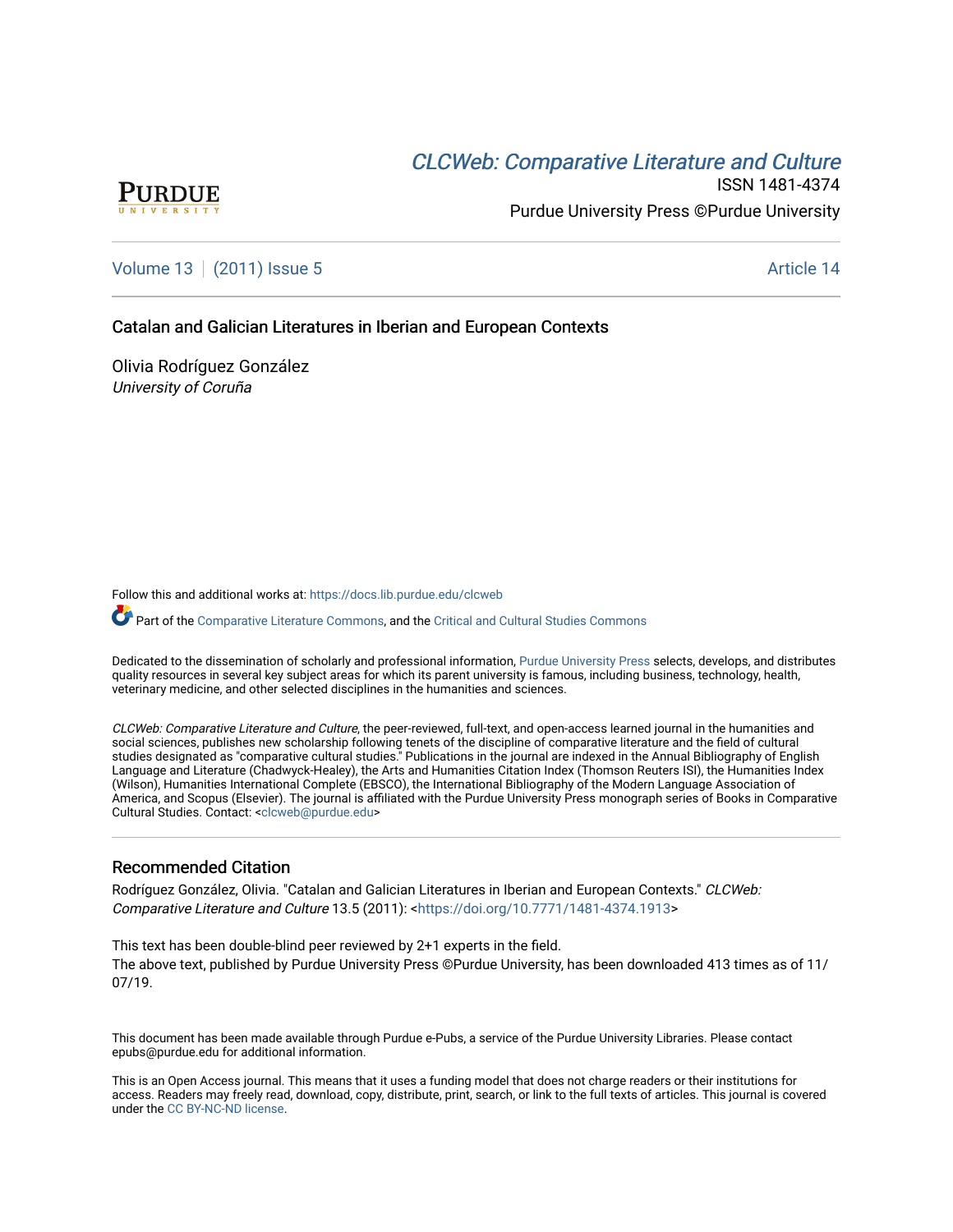[CLCWeb: Comparative Literature and Culture](https://docs.lib.purdue.edu/clcweb)

ISSN 1481-4374

Purdue University Press ©Purdue University

Volume 13 | (2011) Issue 5 Article 14

# Catalan and Galician Literatures in Iberian and European Contexts

Olivia Rodríguez González
*University of Coruña*

Follow this and additional works at: https://docs.lib.purdue.edu/clcweb

Part of the Comparative Literature Commons, and the Critical and Cultural Studies Commons

Dedicated to the dissemination of scholarly and professional information, Purdue University Press selects, develops, and distributes quality resources in several key subject areas for which its parent university is famous, including business, technology, health, veterinary medicine, and other selected disciplines in the humanities and sciences.

*CLCWeb: Comparative Literature and Culture*, the peer-reviewed, full-text, and open-access learned journal in the humanities and social sciences, publishes new scholarship following tenets of the discipline of comparative literature and the field of cultural studies designated as "comparative cultural studies." Publications in the journal are indexed in the Annual Bibliography of English Language and Literature (Chadwyck-Healey), the Arts and Humanities Citation Index (Thomson Reuters ISI), the Humanities Index (Wilson), Humanities International Complete (EBSCO), the International Bibliography of the Modern Language Association of America, and Scopus (Elsevier). The journal is affiliated with the Purdue University Press monograph series of Books in Comparative Cultural Studies. Contact: <clcweb@purdue.edu>

## Recommended Citation

Rodríguez González, Olivia. "Catalan and Galician Literatures in Iberian and European Contexts." *CLCWeb: Comparative Literature and Culture* 13.5 (2011): <https://doi.org/10.7771/1481-4374.1913>

This text has been double-blind peer reviewed by 2+1 experts in the field.
The above text, published by Purdue University Press ©Purdue University, has been downloaded 413 times as of 11/07/19.

This document has been made available through Purdue e-Pubs, a service of the Purdue University Libraries. Please contact epubs@purdue.edu for additional information.

This is an Open Access journal. This means that it uses a funding model that does not charge readers or their institutions for access. Readers may freely read, download, copy, distribute, print, search, or link to the full texts of articles. This journal is covered under the CC BY-NC-ND license.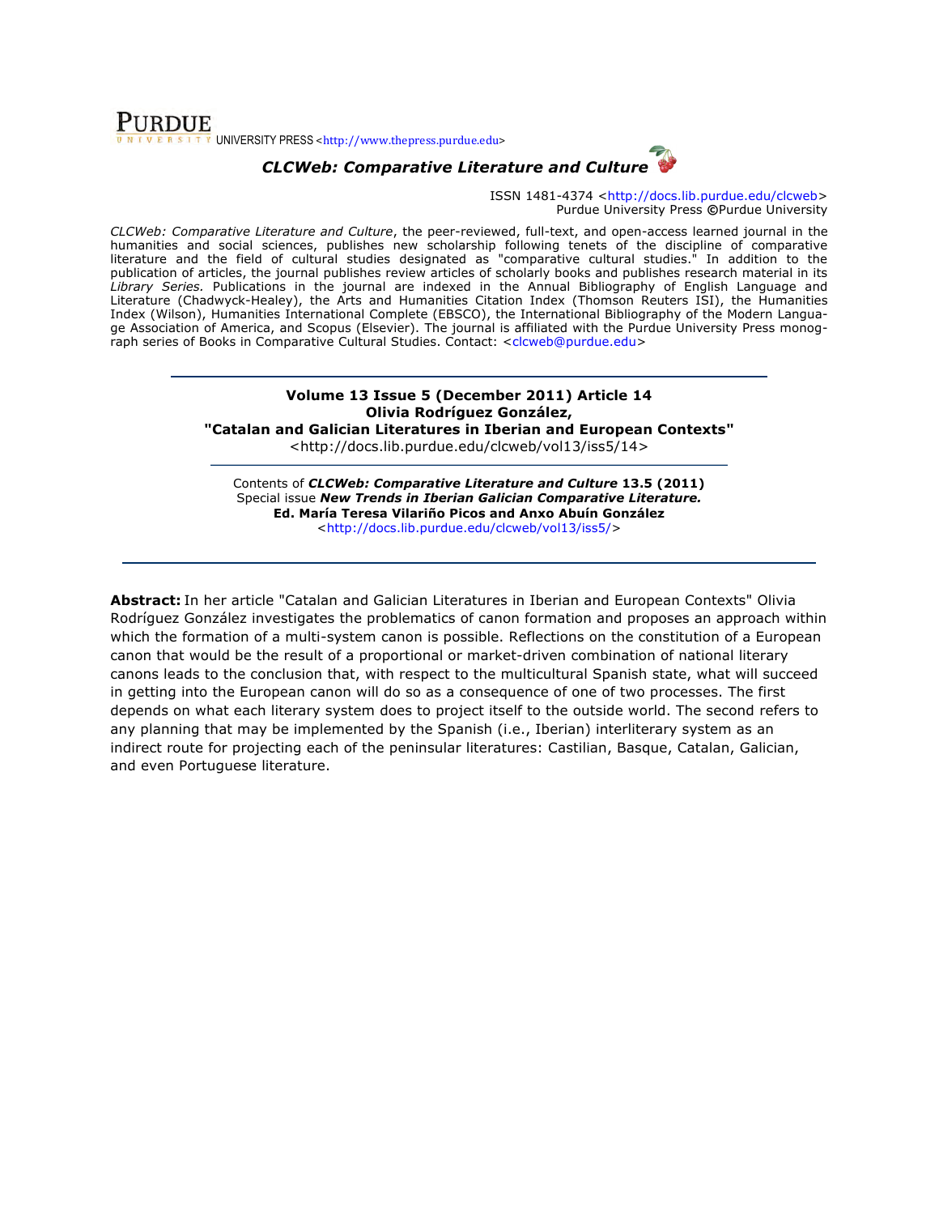**PURDUE** UNIVERSITY PRESS <http://www.thepress.purdue.edu>

***CLCWeb: Comparative Literature and Culture***

ISSN 1481-4374 <http://docs.lib.purdue.edu/clcweb>
Purdue University Press ©Purdue University

*CLCWeb: Comparative Literature and Culture*, the peer-reviewed, full-text, and open-access learned journal in the humanities and social sciences, publishes new scholarship following tenets of the discipline of comparative literature and the field of cultural studies designated as "comparative cultural studies." In addition to the publication of articles, the journal publishes review articles of scholarly books and publishes research material in its *Library Series.* Publications in the journal are indexed in the Annual Bibliography of English Language and Literature (Chadwyck-Healey), the Arts and Humanities Citation Index (Thomson Reuters ISI), the Humanities Index (Wilson), Humanities International Complete (EBSCO), the International Bibliography of the Modern Language Association of America, and Scopus (Elsevier). The journal is affiliated with the Purdue University Press monograph series of Books in Comparative Cultural Studies. Contact: <clcweb@purdue.edu>

---

**Volume 13 Issue 5 (December 2011) Article 14**
**Olivia Rodríguez González,**
**"Catalan and Galician Literatures in Iberian and European Contexts"**
<http://docs.lib.purdue.edu/clcweb/vol13/iss5/14>

Contents of ***CLCWeb: Comparative Literature and Culture* 13.5 (2011)**
Special issue ***New Trends in Iberian Galician Comparative Literature.***
**Ed. María Teresa Vilariño Picos and Anxo Abuín González**
<http://docs.lib.purdue.edu/clcweb/vol13/iss5/>

---

**Abstract:** In her article "Catalan and Galician Literatures in Iberian and European Contexts" Olivia Rodríguez González investigates the problematics of canon formation and proposes an approach within which the formation of a multi-system canon is possible. Reflections on the constitution of a European canon that would be the result of a proportional or market-driven combination of national literary canons leads to the conclusion that, with respect to the multicultural Spanish state, what will succeed in getting into the European canon will do so as a consequence of one of two processes. The first depends on what each literary system does to project itself to the outside world. The second refers to any planning that may be implemented by the Spanish (i.e., Iberian) interliterary system as an indirect route for projecting each of the peninsular literatures: Castilian, Basque, Catalan, Galician, and even Portuguese literature.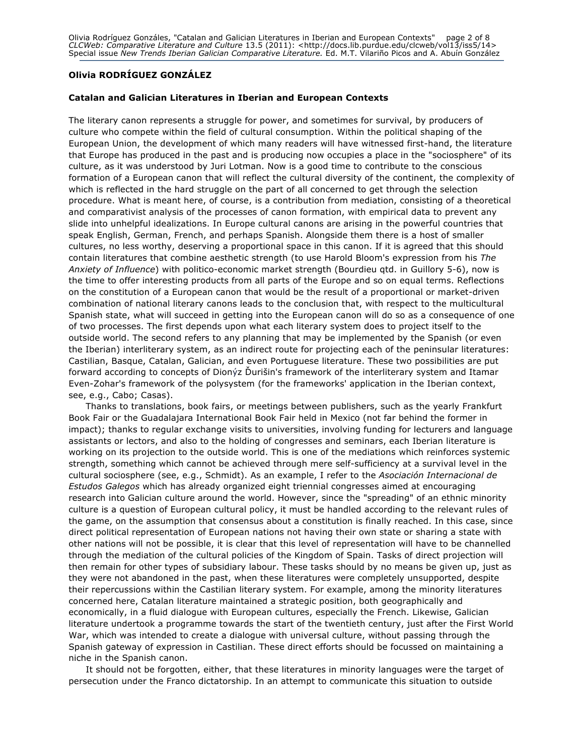**Olivia RODRÍGUEZ GONZÁLEZ**

**Catalan and Galician Literatures in Iberian and European Contexts**

The literary canon represents a struggle for power, and sometimes for survival, by producers of culture who compete within the field of cultural consumption. Within the political shaping of the European Union, the development of which many readers will have witnessed first-hand, the literature that Europe has produced in the past and is producing now occupies a place in the "sociosphere" of its culture, as it was understood by Juri Lotman. Now is a good time to contribute to the conscious formation of a European canon that will reflect the cultural diversity of the continent, the complexity of which is reflected in the hard struggle on the part of all concerned to get through the selection procedure. What is meant here, of course, is a contribution from mediation, consisting of a theoretical and comparativist analysis of the processes of canon formation, with empirical data to prevent any slide into unhelpful idealizations. In Europe cultural canons are arising in the powerful countries that speak English, German, French, and perhaps Spanish. Alongside them there is a host of smaller cultures, no less worthy, deserving a proportional space in this canon. If it is agreed that this should contain literatures that combine aesthetic strength (to use Harold Bloom's expression from his *The Anxiety of Influence*) with politico-economic market strength (Bourdieu qtd. in Guillory 5-6), now is the time to offer interesting products from all parts of the Europe and so on equal terms. Reflections on the constitution of a European canon that would be the result of a proportional or market-driven combination of national literary canons leads to the conclusion that, with respect to the multicultural Spanish state, what will succeed in getting into the European canon will do so as a consequence of one of two processes. The first depends upon what each literary system does to project itself to the outside world. The second refers to any planning that may be implemented by the Spanish (or even the Iberian) interliterary system, as an indirect route for projecting each of the peninsular literatures: Castilian, Basque, Catalan, Galician, and even Portuguese literature. These two possibilities are put forward according to concepts of Dionýz Ďurišin's framework of the interliterary system and Itamar Even-Zohar's framework of the polysystem (for the frameworks' application in the Iberian context, see, e.g., Cabo; Casas).

Thanks to translations, book fairs, or meetings between publishers, such as the yearly Frankfurt Book Fair or the Guadalajara International Book Fair held in Mexico (not far behind the former in impact); thanks to regular exchange visits to universities, involving funding for lecturers and language assistants or lectors, and also to the holding of congresses and seminars, each Iberian literature is working on its projection to the outside world. This is one of the mediations which reinforces systemic strength, something which cannot be achieved through mere self-sufficiency at a survival level in the cultural sociosphere (see, e.g., Schmidt). As an example, I refer to the *Asociación Internacional de Estudos Galegos* which has already organized eight triennial congresses aimed at encouraging research into Galician culture around the world. However, since the "spreading" of an ethnic minority culture is a question of European cultural policy, it must be handled according to the relevant rules of the game, on the assumption that consensus about a constitution is finally reached. In this case, since direct political representation of European nations not having their own state or sharing a state with other nations will not be possible, it is clear that this level of representation will have to be channelled through the mediation of the cultural policies of the Kingdom of Spain. Tasks of direct projection will then remain for other types of subsidiary labour. These tasks should by no means be given up, just as they were not abandoned in the past, when these literatures were completely unsupported, despite their repercussions within the Castilian literary system. For example, among the minority literatures concerned here, Catalan literature maintained a strategic position, both geographically and economically, in a fluid dialogue with European cultures, especially the French. Likewise, Galician literature undertook a programme towards the start of the twentieth century, just after the First World War, which was intended to create a dialogue with universal culture, without passing through the Spanish gateway of expression in Castilian. These direct efforts should be focussed on maintaining a niche in the Spanish canon.

It should not be forgotten, either, that these literatures in minority languages were the target of persecution under the Franco dictatorship. In an attempt to communicate this situation to outside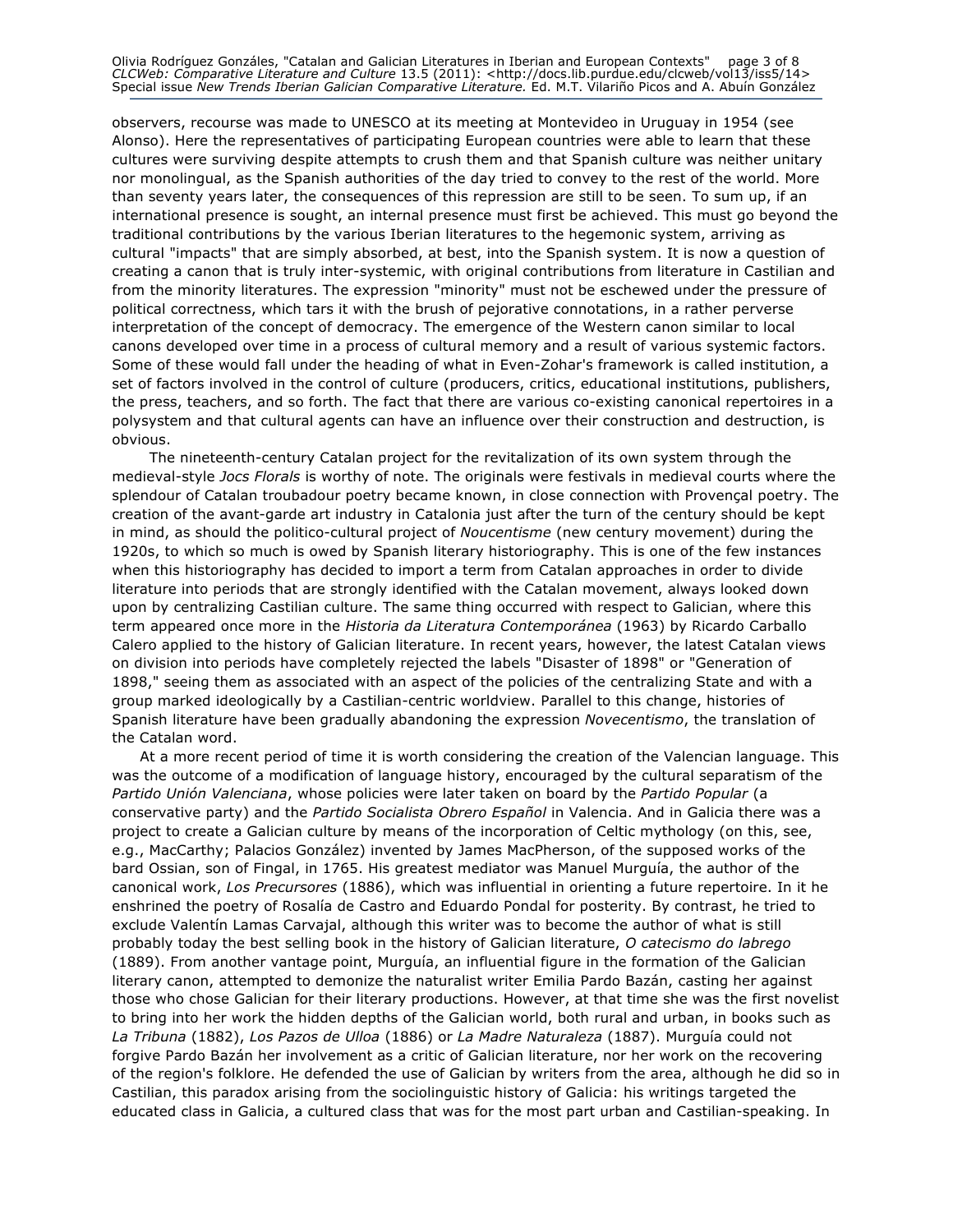observers, recourse was made to UNESCO at its meeting at Montevideo in Uruguay in 1954 (see Alonso). Here the representatives of participating European countries were able to learn that these cultures were surviving despite attempts to crush them and that Spanish culture was neither unitary nor monolingual, as the Spanish authorities of the day tried to convey to the rest of the world. More than seventy years later, the consequences of this repression are still to be seen. To sum up, if an international presence is sought, an internal presence must first be achieved. This must go beyond the traditional contributions by the various Iberian literatures to the hegemonic system, arriving as cultural "impacts" that are simply absorbed, at best, into the Spanish system. It is now a question of creating a canon that is truly inter-systemic, with original contributions from literature in Castilian and from the minority literatures. The expression "minority" must not be eschewed under the pressure of political correctness, which tars it with the brush of pejorative connotations, in a rather perverse interpretation of the concept of democracy. The emergence of the Western canon similar to local canons developed over time in a process of cultural memory and a result of various systemic factors. Some of these would fall under the heading of what in Even-Zohar's framework is called institution, a set of factors involved in the control of culture (producers, critics, educational institutions, publishers, the press, teachers, and so forth. The fact that there are various co-existing canonical repertoires in a polysystem and that cultural agents can have an influence over their construction and destruction, is obvious.

The nineteenth-century Catalan project for the revitalization of its own system through the medieval-style *Jocs Florals* is worthy of note. The originals were festivals in medieval courts where the splendour of Catalan troubadour poetry became known, in close connection with Provençal poetry. The creation of the avant-garde art industry in Catalonia just after the turn of the century should be kept in mind, as should the politico-cultural project of *Noucentisme* (new century movement) during the 1920s, to which so much is owed by Spanish literary historiography. This is one of the few instances when this historiography has decided to import a term from Catalan approaches in order to divide literature into periods that are strongly identified with the Catalan movement, always looked down upon by centralizing Castilian culture. The same thing occurred with respect to Galician, where this term appeared once more in the *Historia da Literatura Contemporánea* (1963) by Ricardo Carballo Calero applied to the history of Galician literature. In recent years, however, the latest Catalan views on division into periods have completely rejected the labels "Disaster of 1898" or "Generation of 1898," seeing them as associated with an aspect of the policies of the centralizing State and with a group marked ideologically by a Castilian-centric worldview. Parallel to this change, histories of Spanish literature have been gradually abandoning the expression *Novecentismo*, the translation of the Catalan word.

At a more recent period of time it is worth considering the creation of the Valencian language. This was the outcome of a modification of language history, encouraged by the cultural separatism of the *Partido Unión Valenciana*, whose policies were later taken on board by the *Partido Popular* (a conservative party) and the *Partido Socialista Obrero Español* in Valencia. And in Galicia there was a project to create a Galician culture by means of the incorporation of Celtic mythology (on this, see, e.g., MacCarthy; Palacios González) invented by James MacPherson, of the supposed works of the bard Ossian, son of Fingal, in 1765. His greatest mediator was Manuel Murguía, the author of the canonical work, *Los Precursores* (1886), which was influential in orienting a future repertoire. In it he enshrined the poetry of Rosalía de Castro and Eduardo Pondal for posterity. By contrast, he tried to exclude Valentín Lamas Carvajal, although this writer was to become the author of what is still probably today the best selling book in the history of Galician literature, *O catecismo do labrego* (1889). From another vantage point, Murguía, an influential figure in the formation of the Galician literary canon, attempted to demonize the naturalist writer Emilia Pardo Bazán, casting her against those who chose Galician for their literary productions. However, at that time she was the first novelist to bring into her work the hidden depths of the Galician world, both rural and urban, in books such as *La Tribuna* (1882), *Los Pazos de Ulloa* (1886) or *La Madre Naturaleza* (1887). Murguía could not forgive Pardo Bazán her involvement as a critic of Galician literature, nor her work on the recovering of the region's folklore. He defended the use of Galician by writers from the area, although he did so in Castilian, this paradox arising from the sociolinguistic history of Galicia: his writings targeted the educated class in Galicia, a cultured class that was for the most part urban and Castilian-speaking. In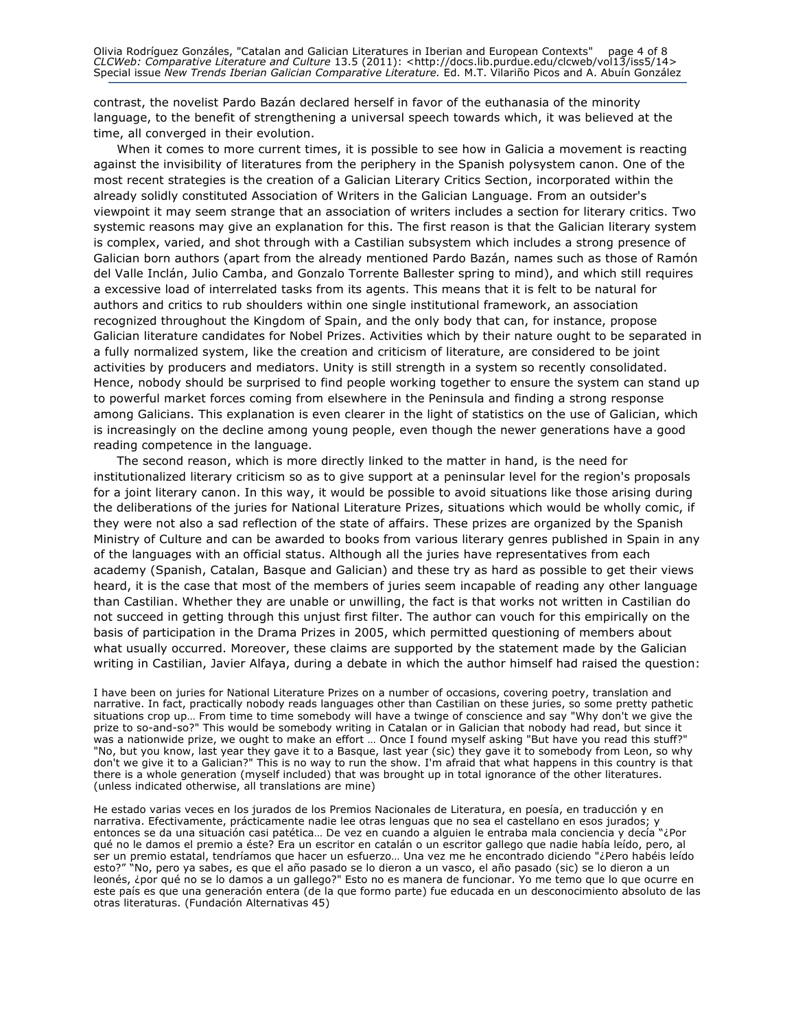contrast, the novelist Pardo Bazán declared herself in favor of the euthanasia of the minority language, to the benefit of strengthening a universal speech towards which, it was believed at the time, all converged in their evolution.

When it comes to more current times, it is possible to see how in Galicia a movement is reacting against the invisibility of literatures from the periphery in the Spanish polysystem canon. One of the most recent strategies is the creation of a Galician Literary Critics Section, incorporated within the already solidly constituted Association of Writers in the Galician Language. From an outsider's viewpoint it may seem strange that an association of writers includes a section for literary critics. Two systemic reasons may give an explanation for this. The first reason is that the Galician literary system is complex, varied, and shot through with a Castilian subsystem which includes a strong presence of Galician born authors (apart from the already mentioned Pardo Bazán, names such as those of Ramón del Valle Inclán, Julio Camba, and Gonzalo Torrente Ballester spring to mind), and which still requires a excessive load of interrelated tasks from its agents. This means that it is felt to be natural for authors and critics to rub shoulders within one single institutional framework, an association recognized throughout the Kingdom of Spain, and the only body that can, for instance, propose Galician literature candidates for Nobel Prizes. Activities which by their nature ought to be separated in a fully normalized system, like the creation and criticism of literature, are considered to be joint activities by producers and mediators. Unity is still strength in a system so recently consolidated. Hence, nobody should be surprised to find people working together to ensure the system can stand up to powerful market forces coming from elsewhere in the Peninsula and finding a strong response among Galicians. This explanation is even clearer in the light of statistics on the use of Galician, which is increasingly on the decline among young people, even though the newer generations have a good reading competence in the language.

The second reason, which is more directly linked to the matter in hand, is the need for institutionalized literary criticism so as to give support at a peninsular level for the region's proposals for a joint literary canon. In this way, it would be possible to avoid situations like those arising during the deliberations of the juries for National Literature Prizes, situations which would be wholly comic, if they were not also a sad reflection of the state of affairs. These prizes are organized by the Spanish Ministry of Culture and can be awarded to books from various literary genres published in Spain in any of the languages with an official status. Although all the juries have representatives from each academy (Spanish, Catalan, Basque and Galician) and these try as hard as possible to get their views heard, it is the case that most of the members of juries seem incapable of reading any other language than Castilian. Whether they are unable or unwilling, the fact is that works not written in Castilian do not succeed in getting through this unjust first filter. The author can vouch for this empirically on the basis of participation in the Drama Prizes in 2005, which permitted questioning of members about what usually occurred. Moreover, these claims are supported by the statement made by the Galician writing in Castilian, Javier Alfaya, during a debate in which the author himself had raised the question:

> I have been on juries for National Literature Prizes on a number of occasions, covering poetry, translation and narrative. In fact, practically nobody reads languages other than Castilian on these juries, so some pretty pathetic situations crop up… From time to time somebody will have a twinge of conscience and say "Why don't we give the prize to so-and-so?" This would be somebody writing in Catalan or in Galician that nobody had read, but since it was a nationwide prize, we ought to make an effort … Once I found myself asking "But have you read this stuff?" "No, but you know, last year they gave it to a Basque, last year (sic) they gave it to somebody from Leon, so why don't we give it to a Galician?" This is no way to run the show. I'm afraid that what happens in this country is that there is a whole generation (myself included) that was brought up in total ignorance of the other literatures. (unless indicated otherwise, all translations are mine)

> He estado varias veces en los jurados de los Premios Nacionales de Literatura, en poesía, en traducción y en narrativa. Efectivamente, prácticamente nadie lee otras lenguas que no sea el castellano en esos jurados; y entonces se da una situación casi patética… De vez en cuando a alguien le entraba mala conciencia y decía "¿Por qué no le damos el premio a éste? Era un escritor en catalán o un escritor gallego que nadie había leído, pero, al ser un premio estatal, tendríamos que hacer un esfuerzo… Una vez me he encontrado diciendo "¿Pero habéis leído esto?" "No, pero ya sabes, es que el año pasado se lo dieron a un vasco, el año pasado (sic) se lo dieron a un leonés, ¿por qué no se lo damos a un gallego?" Esto no es manera de funcionar. Yo me temo que lo que ocurre en este país es que una generación entera (de la que formo parte) fue educada en un desconocimiento absoluto de las otras literaturas. (Fundación Alternativas 45)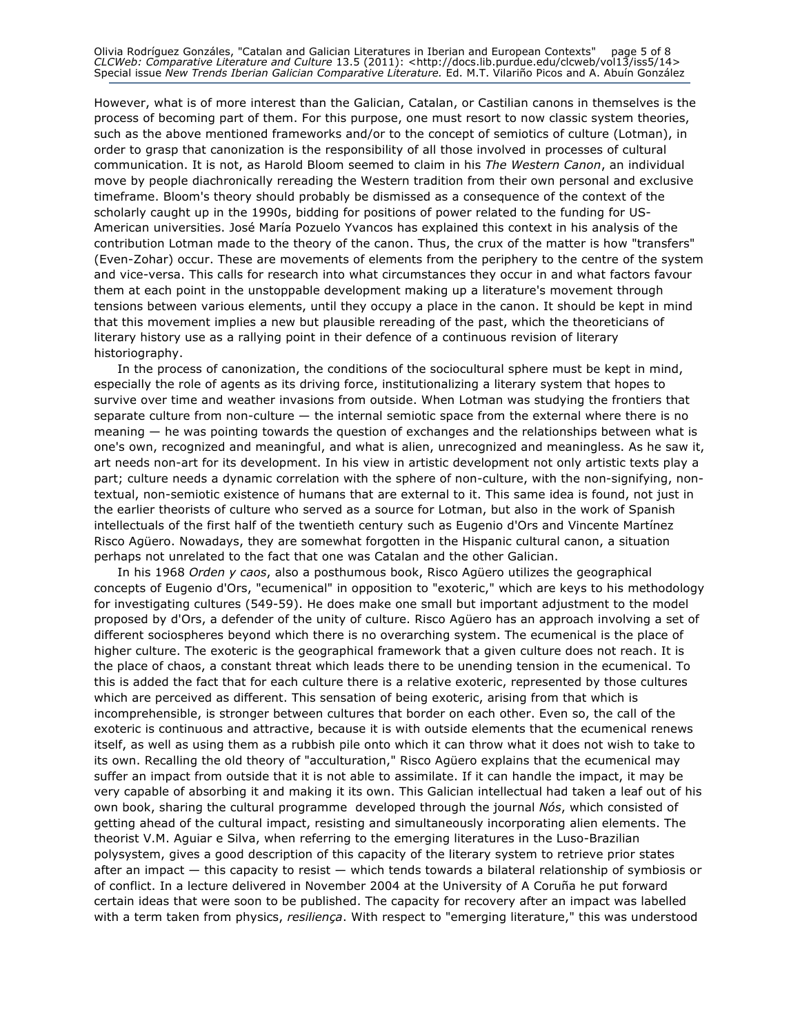However, what is of more interest than the Galician, Catalan, or Castilian canons in themselves is the process of becoming part of them. For this purpose, one must resort to now classic system theories, such as the above mentioned frameworks and/or to the concept of semiotics of culture (Lotman), in order to grasp that canonization is the responsibility of all those involved in processes of cultural communication. It is not, as Harold Bloom seemed to claim in his *The Western Canon*, an individual move by people diachronically rereading the Western tradition from their own personal and exclusive timeframe. Bloom's theory should probably be dismissed as a consequence of the context of the scholarly caught up in the 1990s, bidding for positions of power related to the funding for US-American universities. José María Pozuelo Yvancos has explained this context in his analysis of the contribution Lotman made to the theory of the canon. Thus, the crux of the matter is how "transfers" (Even-Zohar) occur. These are movements of elements from the periphery to the centre of the system and vice-versa. This calls for research into what circumstances they occur in and what factors favour them at each point in the unstoppable development making up a literature's movement through tensions between various elements, until they occupy a place in the canon. It should be kept in mind that this movement implies a new but plausible rereading of the past, which the theoreticians of literary history use as a rallying point in their defence of a continuous revision of literary historiography.

In the process of canonization, the conditions of the sociocultural sphere must be kept in mind, especially the role of agents as its driving force, institutionalizing a literary system that hopes to survive over time and weather invasions from outside. When Lotman was studying the frontiers that separate culture from non-culture — the internal semiotic space from the external where there is no meaning — he was pointing towards the question of exchanges and the relationships between what is one's own, recognized and meaningful, and what is alien, unrecognized and meaningless. As he saw it, art needs non-art for its development. In his view in artistic development not only artistic texts play a part; culture needs a dynamic correlation with the sphere of non-culture, with the non-signifying, non-textual, non-semiotic existence of humans that are external to it. This same idea is found, not just in the earlier theorists of culture who served as a source for Lotman, but also in the work of Spanish intellectuals of the first half of the twentieth century such as Eugenio d'Ors and Vincente Martínez Risco Agüero. Nowadays, they are somewhat forgotten in the Hispanic cultural canon, a situation perhaps not unrelated to the fact that one was Catalan and the other Galician.

In his 1968 *Orden y caos*, also a posthumous book, Risco Agüero utilizes the geographical concepts of Eugenio d'Ors, "ecumenical" in opposition to "exoteric," which are keys to his methodology for investigating cultures (549-59). He does make one small but important adjustment to the model proposed by d'Ors, a defender of the unity of culture. Risco Agüero has an approach involving a set of different sociospheres beyond which there is no overarching system. The ecumenical is the place of higher culture. The exoteric is the geographical framework that a given culture does not reach. It is the place of chaos, a constant threat which leads there to be unending tension in the ecumenical. To this is added the fact that for each culture there is a relative exoteric, represented by those cultures which are perceived as different. This sensation of being exoteric, arising from that which is incomprehensible, is stronger between cultures that border on each other. Even so, the call of the exoteric is continuous and attractive, because it is with outside elements that the ecumenical renews itself, as well as using them as a rubbish pile onto which it can throw what it does not wish to take to its own. Recalling the old theory of "acculturation," Risco Agüero explains that the ecumenical may suffer an impact from outside that it is not able to assimilate. If it can handle the impact, it may be very capable of absorbing it and making it its own. This Galician intellectual had taken a leaf out of his own book, sharing the cultural programme developed through the journal *Nós*, which consisted of getting ahead of the cultural impact, resisting and simultaneously incorporating alien elements. The theorist V.M. Aguiar e Silva, when referring to the emerging literatures in the Luso-Brazilian polysystem, gives a good description of this capacity of the literary system to retrieve prior states after an impact — this capacity to resist — which tends towards a bilateral relationship of symbiosis or of conflict. In a lecture delivered in November 2004 at the University of A Coruña he put forward certain ideas that were soon to be published. The capacity for recovery after an impact was labelled with a term taken from physics, *resiliença*. With respect to "emerging literature," this was understood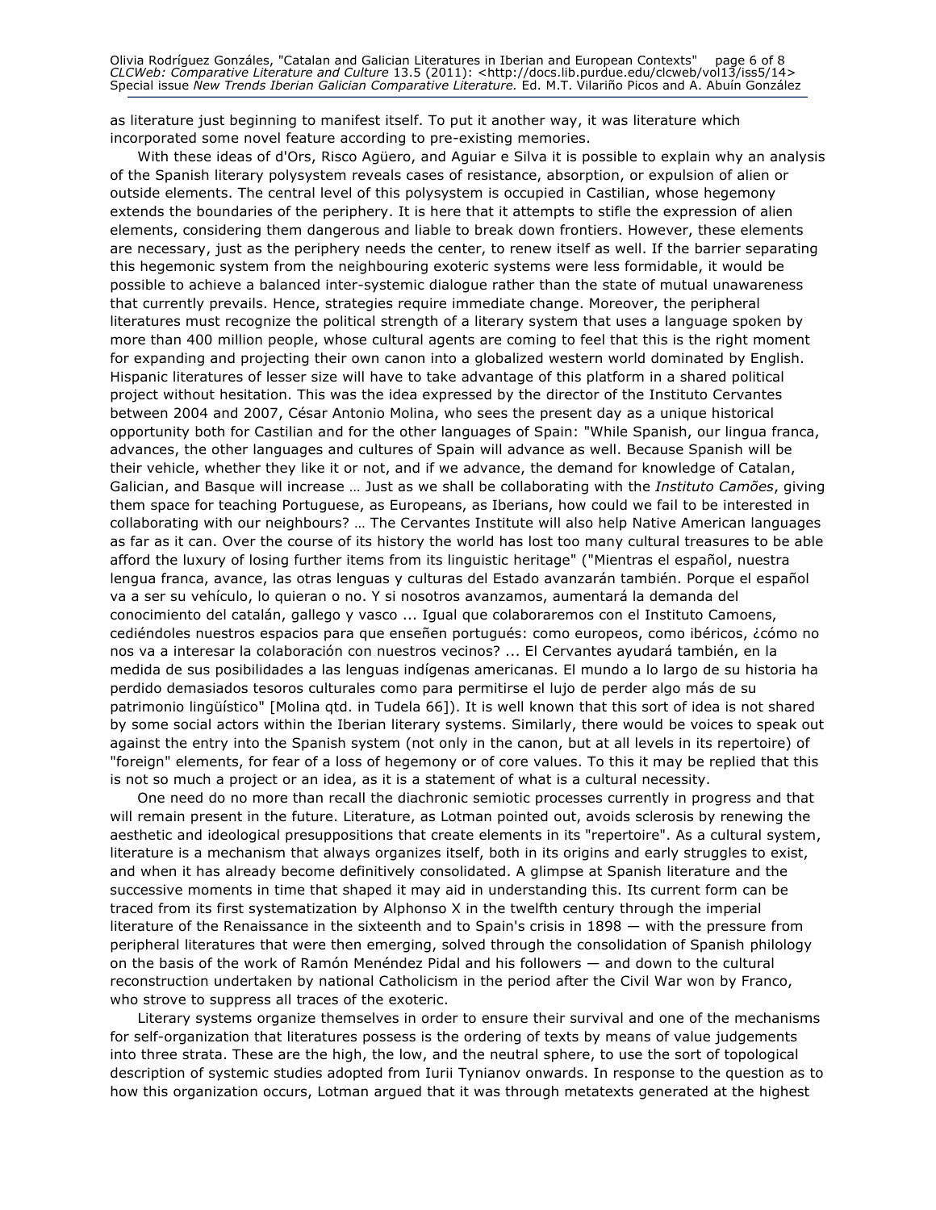as literature just beginning to manifest itself. To put it another way, it was literature which incorporated some novel feature according to pre-existing memories.

With these ideas of d'Ors, Risco Agüero, and Aguiar e Silva it is possible to explain why an analysis of the Spanish literary polysystem reveals cases of resistance, absorption, or expulsion of alien or outside elements. The central level of this polysystem is occupied in Castilian, whose hegemony extends the boundaries of the periphery. It is here that it attempts to stifle the expression of alien elements, considering them dangerous and liable to break down frontiers. However, these elements are necessary, just as the periphery needs the center, to renew itself as well. If the barrier separating this hegemonic system from the neighbouring exoteric systems were less formidable, it would be possible to achieve a balanced inter-systemic dialogue rather than the state of mutual unawareness that currently prevails. Hence, strategies require immediate change. Moreover, the peripheral literatures must recognize the political strength of a literary system that uses a language spoken by more than 400 million people, whose cultural agents are coming to feel that this is the right moment for expanding and projecting their own canon into a globalized western world dominated by English. Hispanic literatures of lesser size will have to take advantage of this platform in a shared political project without hesitation. This was the idea expressed by the director of the Instituto Cervantes between 2004 and 2007, César Antonio Molina, who sees the present day as a unique historical opportunity both for Castilian and for the other languages of Spain: "While Spanish, our lingua franca, advances, the other languages and cultures of Spain will advance as well. Because Spanish will be their vehicle, whether they like it or not, and if we advance, the demand for knowledge of Catalan, Galician, and Basque will increase … Just as we shall be collaborating with the *Instituto Camões*, giving them space for teaching Portuguese, as Europeans, as Iberians, how could we fail to be interested in collaborating with our neighbours? … The Cervantes Institute will also help Native American languages as far as it can. Over the course of its history the world has lost too many cultural treasures to be able afford the luxury of losing further items from its linguistic heritage" ("Mientras el español, nuestra lengua franca, avance, las otras lenguas y culturas del Estado avanzarán también. Porque el español va a ser su vehículo, lo quieran o no. Y si nosotros avanzamos, aumentará la demanda del conocimiento del catalán, gallego y vasco ... Igual que colaboraremos con el Instituto Camoens, cediéndoles nuestros espacios para que enseñen portugués: como europeos, como ibéricos, ¿cómo no nos va a interesar la colaboración con nuestros vecinos? ... El Cervantes ayudará también, en la medida de sus posibilidades a las lenguas indígenas americanas. El mundo a lo largo de su historia ha perdido demasiados tesoros culturales como para permitirse el lujo de perder algo más de su patrimonio lingüístico" [Molina qtd. in Tudela 66]). It is well known that this sort of idea is not shared by some social actors within the Iberian literary systems. Similarly, there would be voices to speak out against the entry into the Spanish system (not only in the canon, but at all levels in its repertoire) of "foreign" elements, for fear of a loss of hegemony or of core values. To this it may be replied that this is not so much a project or an idea, as it is a statement of what is a cultural necessity.

One need do no more than recall the diachronic semiotic processes currently in progress and that will remain present in the future. Literature, as Lotman pointed out, avoids sclerosis by renewing the aesthetic and ideological presuppositions that create elements in its "repertoire". As a cultural system, literature is a mechanism that always organizes itself, both in its origins and early struggles to exist, and when it has already become definitively consolidated. A glimpse at Spanish literature and the successive moments in time that shaped it may aid in understanding this. Its current form can be traced from its first systematization by Alphonso X in the twelfth century through the imperial literature of the Renaissance in the sixteenth and to Spain's crisis in 1898 — with the pressure from peripheral literatures that were then emerging, solved through the consolidation of Spanish philology on the basis of the work of Ramón Menéndez Pidal and his followers — and down to the cultural reconstruction undertaken by national Catholicism in the period after the Civil War won by Franco, who strove to suppress all traces of the exoteric.

Literary systems organize themselves in order to ensure their survival and one of the mechanisms for self-organization that literatures possess is the ordering of texts by means of value judgements into three strata. These are the high, the low, and the neutral sphere, to use the sort of topological description of systemic studies adopted from Iurii Tynianov onwards. In response to the question as to how this organization occurs, Lotman argued that it was through metatexts generated at the highest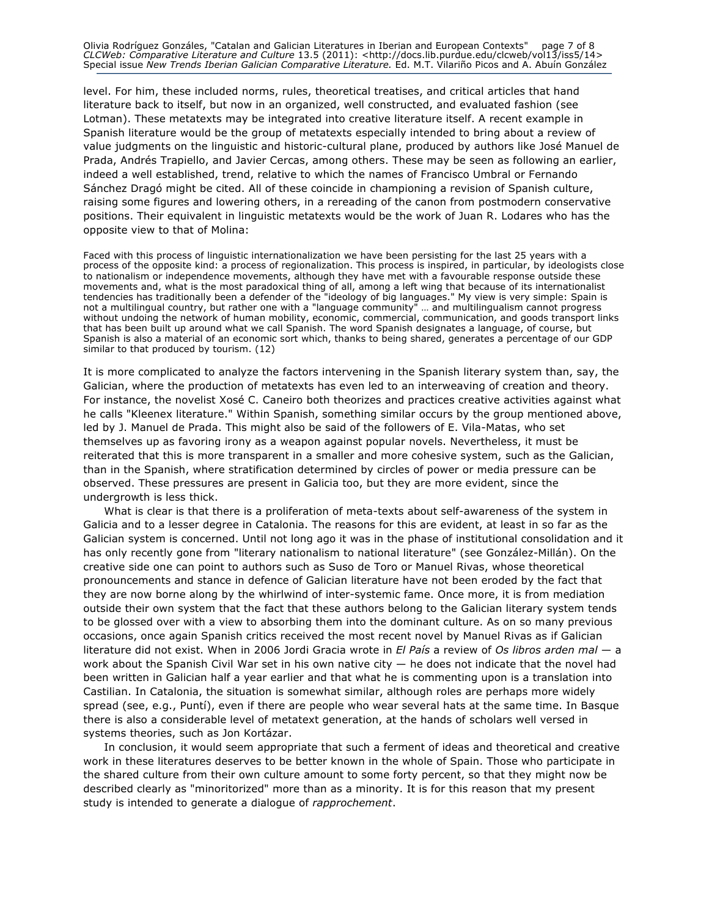level. For him, these included norms, rules, theoretical treatises, and critical articles that hand literature back to itself, but now in an organized, well constructed, and evaluated fashion (see Lotman). These metatexts may be integrated into creative literature itself. A recent example in Spanish literature would be the group of metatexts especially intended to bring about a review of value judgments on the linguistic and historic-cultural plane, produced by authors like José Manuel de Prada, Andrés Trapiello, and Javier Cercas, among others. These may be seen as following an earlier, indeed a well established, trend, relative to which the names of Francisco Umbral or Fernando Sánchez Dragó might be cited. All of these coincide in championing a revision of Spanish culture, raising some figures and lowering others, in a rereading of the canon from postmodern conservative positions. Their equivalent in linguistic metatexts would be the work of Juan R. Lodares who has the opposite view to that of Molina:

> Faced with this process of linguistic internationalization we have been persisting for the last 25 years with a process of the opposite kind: a process of regionalization. This process is inspired, in particular, by ideologists close to nationalism or independence movements, although they have met with a favourable response outside these movements and, what is the most paradoxical thing of all, among a left wing that because of its internationalist tendencies has traditionally been a defender of the "ideology of big languages." My view is very simple: Spain is not a multilingual country, but rather one with a "language community" … and multilingualism cannot progress without undoing the network of human mobility, economic, commercial, communication, and goods transport links that has been built up around what we call Spanish. The word Spanish designates a language, of course, but Spanish is also a material of an economic sort which, thanks to being shared, generates a percentage of our GDP similar to that produced by tourism. (12)

It is more complicated to analyze the factors intervening in the Spanish literary system than, say, the Galician, where the production of metatexts has even led to an interweaving of creation and theory. For instance, the novelist Xosé C. Caneiro both theorizes and practices creative activities against what he calls "Kleenex literature." Within Spanish, something similar occurs by the group mentioned above, led by J. Manuel de Prada. This might also be said of the followers of E. Vila-Matas, who set themselves up as favoring irony as a weapon against popular novels. Nevertheless, it must be reiterated that this is more transparent in a smaller and more cohesive system, such as the Galician, than in the Spanish, where stratification determined by circles of power or media pressure can be observed. These pressures are present in Galicia too, but they are more evident, since the undergrowth is less thick.

What is clear is that there is a proliferation of meta-texts about self-awareness of the system in Galicia and to a lesser degree in Catalonia. The reasons for this are evident, at least in so far as the Galician system is concerned. Until not long ago it was in the phase of institutional consolidation and it has only recently gone from "literary nationalism to national literature" (see González-Millán). On the creative side one can point to authors such as Suso de Toro or Manuel Rivas, whose theoretical pronouncements and stance in defence of Galician literature have not been eroded by the fact that they are now borne along by the whirlwind of inter-systemic fame. Once more, it is from mediation outside their own system that the fact that these authors belong to the Galician literary system tends to be glossed over with a view to absorbing them into the dominant culture. As on so many previous occasions, once again Spanish critics received the most recent novel by Manuel Rivas as if Galician literature did not exist. When in 2006 Jordi Gracia wrote in *El País* a review of *Os libros arden mal* — a work about the Spanish Civil War set in his own native city — he does not indicate that the novel had been written in Galician half a year earlier and that what he is commenting upon is a translation into Castilian. In Catalonia, the situation is somewhat similar, although roles are perhaps more widely spread (see, e.g., Puntí), even if there are people who wear several hats at the same time. In Basque there is also a considerable level of metatext generation, at the hands of scholars well versed in systems theories, such as Jon Kortázar.

In conclusion, it would seem appropriate that such a ferment of ideas and theoretical and creative work in these literatures deserves to be better known in the whole of Spain. Those who participate in the shared culture from their own culture amount to some forty percent, so that they might now be described clearly as "minoritorized" more than as a minority. It is for this reason that my present study is intended to generate a dialogue of *rapprochement*.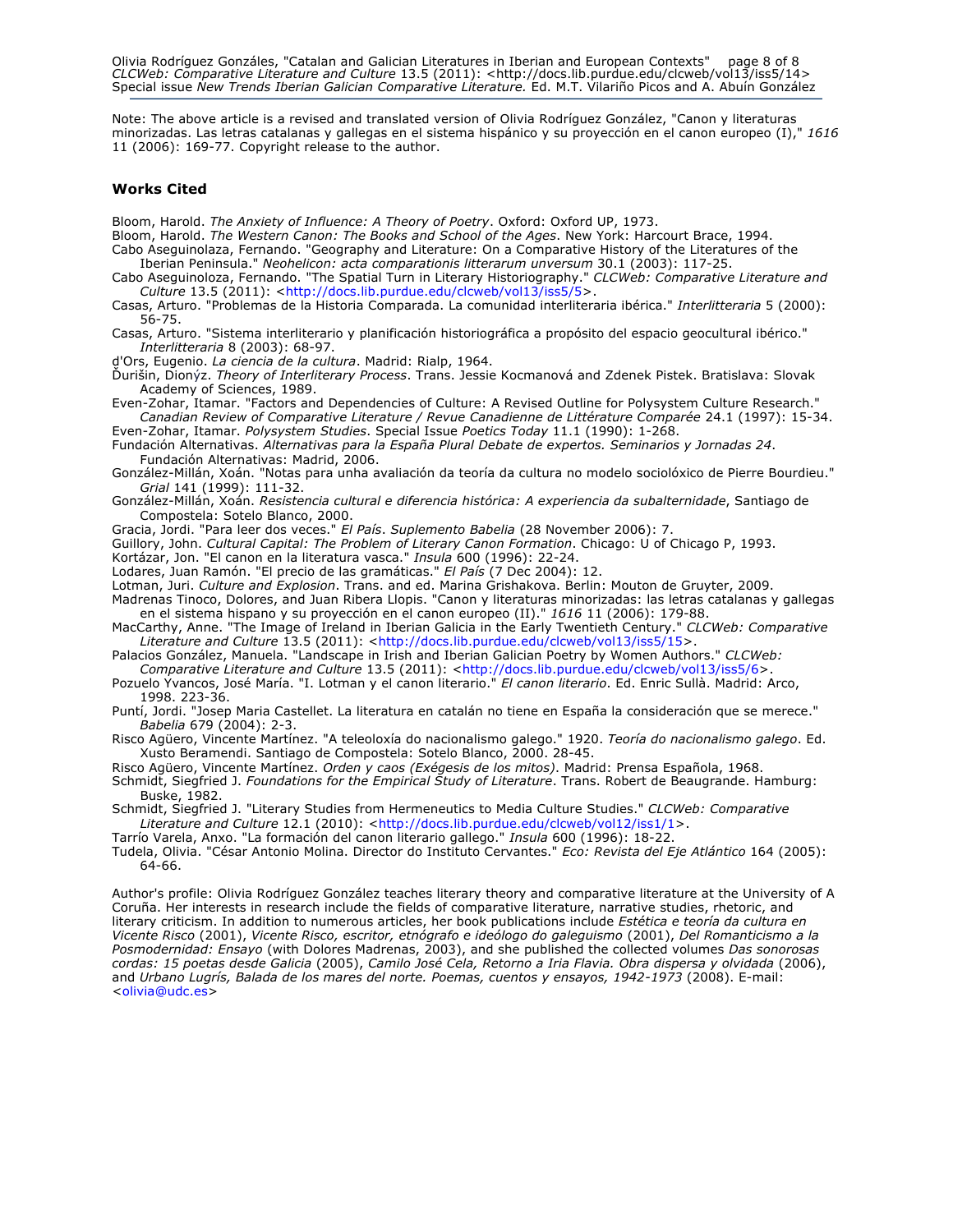Note: The above article is a revised and translated version of Olivia Rodríguez González, "Canon y literaturas minorizadas. Las letras catalanas y gallegas en el sistema hispánico y su proyección en el canon europeo (I)," *1616* 11 (2006): 169-77. Copyright release to the author.

## Works Cited

Bloom, Harold. *The Anxiety of Influence: A Theory of Poetry*. Oxford: Oxford UP, 1973.

Bloom, Harold. *The Western Canon: The Books and School of the Ages*. New York: Harcourt Brace, 1994.

Cabo Aseguinolaza, Fernando. "Geography and Literature: On a Comparative History of the Literatures of the Iberian Peninsula." *Neohelicon: acta comparationis litterarum unversum* 30.1 (2003): 117-25.

Cabo Aseguinolaza, Fernando. "The Spatial Turn in Literary Historiography." *CLCWeb: Comparative Literature and Culture* 13.5 (2011): <http://docs.lib.purdue.edu/clcweb/vol13/iss5/5>.

Casas, Arturo. "Problemas de la Historia Comparada. La comunidad interliteraria ibérica." *Interlitteraria* 5 (2000): 56-75.

Casas, Arturo. "Sistema interliterario y planificación historiográfica a propósito del espacio geocultural ibérico." *Interlitteraria* 8 (2003): 68-97.

d'Ors, Eugenio. *La ciencia de la cultura*. Madrid: Rialp, 1964.

Ďurišin, Dionýz. *Theory of Interliterary Process*. Trans. Jessie Kocmanová and Zdenek Pistek. Bratislava: Slovak Academy of Sciences, 1989.

Even-Zohar, Itamar. "Factors and Dependencies of Culture: A Revised Outline for Polysystem Culture Research." *Canadian Review of Comparative Literature / Revue Canadienne de Littérature Comparée* 24.1 (1997): 15-34.

Even-Zohar, Itamar. *Polysystem Studies*. Special Issue *Poetics Today* 11.1 (1990): 1-268.

Fundación Alternativas. *Alternativas para la España Plural Debate de expertos. Seminarios y Jornadas 24*. Fundación Alternativas: Madrid, 2006.

González-Millán, Xoán. "Notas para unha avaliación da teoría da cultura no modelo sociolóxico de Pierre Bourdieu." *Grial* 141 (1999): 111-32.

González-Millán, Xoán. *Resistencia cultural e diferencia histórica: A experiencia da subalternidade*, Santiago de Compostela: Sotelo Blanco, 2000.

Gracia, Jordi. "Para leer dos veces." *El País*. *Suplemento Babelia* (28 November 2006): 7.

Guillory, John. *Cultural Capital: The Problem of Literary Canon Formation*. Chicago: U of Chicago P, 1993.

Kortázar, Jon. "El canon en la literatura vasca." *Insula* 600 (1996): 22-24.

Lodares, Juan Ramón. "El precio de las gramáticas." *El País* (7 Dec 2004): 12.

Lotman, Juri. *Culture and Explosion*. Trans. and ed. Marina Grishakova. Berlin: Mouton de Gruyter, 2009.

Madrenas Tinoco, Dolores, and Juan Ribera Llopis. "Canon y literaturas minorizadas: las letras catalanas y gallegas en el sistema hispano y su proyección en el canon europeo (II)." *1616* 11 (2006): 179-88.

MacCarthy, Anne. "The Image of Ireland in Iberian Galicia in the Early Twentieth Century." *CLCWeb: Comparative Literature and Culture* 13.5 (2011): <http://docs.lib.purdue.edu/clcweb/vol13/iss5/15>.

Palacios González, Manuela. "Landscape in Irish and Iberian Galician Poetry by Women Authors." *CLCWeb: Comparative Literature and Culture* 13.5 (2011): <http://docs.lib.purdue.edu/clcweb/vol13/iss5/6>.

Pozuelo Yvancos, José María. "I. Lotman y el canon literario." *El canon literario*. Ed. Enric Sullà. Madrid: Arco, 1998. 223-36.

Puntí, Jordi. "Josep Maria Castellet. La literatura en catalán no tiene en España la consideración que se merece." *Babelia* 679 (2004): 2-3.

Risco Agüero, Vincente Martínez. "A teleoloxía do nacionalismo galego." 1920. *Teoría do nacionalismo galego*. Ed. Xusto Beramendi. Santiago de Compostela: Sotelo Blanco, 2000. 28-45.

Risco Agüero, Vincente Martínez. *Orden y caos (Exégesis de los mitos)*. Madrid: Prensa Española, 1968.

Schmidt, Siegfried J. *Foundations for the Empirical Study of Literature*. Trans. Robert de Beaugrande. Hamburg: Buske, 1982.

Schmidt, Siegfried J. "Literary Studies from Hermeneutics to Media Culture Studies." *CLCWeb: Comparative Literature and Culture* 12.1 (2010): <http://docs.lib.purdue.edu/clcweb/vol12/iss1/1>.

Tarrío Varela, Anxo. "La formación del canon literario gallego." *Insula* 600 (1996): 18-22.

Tudela, Olivia. "César Antonio Molina. Director do Instituto Cervantes." *Eco: Revista del Eje Atlántico* 164 (2005): 64-66.

Author's profile: Olivia Rodríguez González teaches literary theory and comparative literature at the University of A Coruña. Her interests in research include the fields of comparative literature, narrative studies, rhetoric, and literary criticism. In addition to numerous articles, her book publications include *Estética e teoría da cultura en Vicente Risco* (2001), *Vicente Risco, escritor, etnógrafo e ideólogo do galeguismo* (2001), *Del Romanticismo a la Posmodernidad: Ensayo* (with Dolores Madrenas, 2003), and she published the collected volumes *Das sonorosas cordas: 15 poetas desde Galicia* (2005), *Camilo José Cela, Retorno a Iria Flavia. Obra dispersa y olvidada* (2006), and *Urbano Lugrís, Balada de los mares del norte. Poemas, cuentos y ensayos, 1942-1973* (2008). E-mail: <olivia@udc.es>